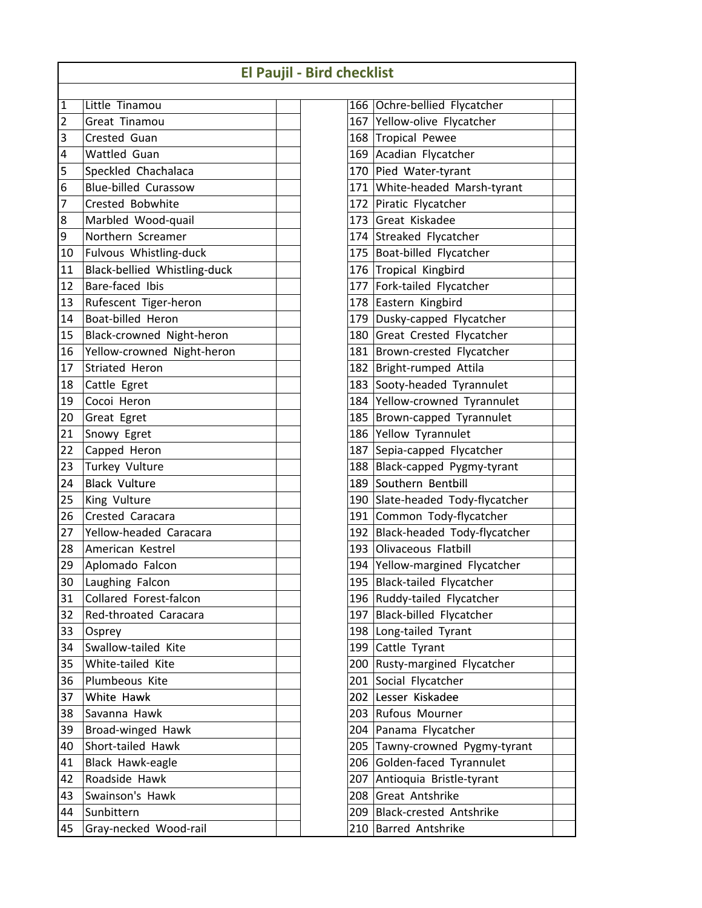# El Paujil - Bird checklist

| # | Species | | | # | Species | |
|---|---|---|---|---|---|---|
| 1 | Little Tinamou | | | 166 | Ochre-bellied Flycatcher | |
| 2 | Great Tinamou | | | 167 | Yellow-olive Flycatcher | |
| 3 | Crested Guan | | | 168 | Tropical Pewee | |
| 4 | Wattled Guan | | | 169 | Acadian Flycatcher | |
| 5 | Speckled Chachalaca | | | 170 | Pied Water-tyrant | |
| 6 | Blue-billed Curassow | | | 171 | White-headed Marsh-tyrant | |
| 7 | Crested Bobwhite | | | 172 | Piratic Flycatcher | |
| 8 | Marbled Wood-quail | | | 173 | Great Kiskadee | |
| 9 | Northern Screamer | | | 174 | Streaked Flycatcher | |
| 10 | Fulvous Whistling-duck | | | 175 | Boat-billed Flycatcher | |
| 11 | Black-bellied Whistling-duck | | | 176 | Tropical Kingbird | |
| 12 | Bare-faced Ibis | | | 177 | Fork-tailed Flycatcher | |
| 13 | Rufescent Tiger-heron | | | 178 | Eastern Kingbird | |
| 14 | Boat-billed Heron | | | 179 | Dusky-capped Flycatcher | |
| 15 | Black-crowned Night-heron | | | 180 | Great Crested Flycatcher | |
| 16 | Yellow-crowned Night-heron | | | 181 | Brown-crested Flycatcher | |
| 17 | Striated Heron | | | 182 | Bright-rumped Attila | |
| 18 | Cattle Egret | | | 183 | Sooty-headed Tyrannulet | |
| 19 | Cocoi Heron | | | 184 | Yellow-crowned Tyrannulet | |
| 20 | Great Egret | | | 185 | Brown-capped Tyrannulet | |
| 21 | Snowy Egret | | | 186 | Yellow Tyrannulet | |
| 22 | Capped Heron | | | 187 | Sepia-capped Flycatcher | |
| 23 | Turkey Vulture | | | 188 | Black-capped Pygmy-tyrant | |
| 24 | Black Vulture | | | 189 | Southern Bentbill | |
| 25 | King Vulture | | | 190 | Slate-headed Tody-flycatcher | |
| 26 | Crested Caracara | | | 191 | Common Tody-flycatcher | |
| 27 | Yellow-headed Caracara | | | 192 | Black-headed Tody-flycatcher | |
| 28 | American Kestrel | | | 193 | Olivaceous Flatbill | |
| 29 | Aplomado Falcon | | | 194 | Yellow-margined Flycatcher | |
| 30 | Laughing Falcon | | | 195 | Black-tailed Flycatcher | |
| 31 | Collared Forest-falcon | | | 196 | Ruddy-tailed Flycatcher | |
| 32 | Red-throated Caracara | | | 197 | Black-billed Flycatcher | |
| 33 | Osprey | | | 198 | Long-tailed Tyrant | |
| 34 | Swallow-tailed Kite | | | 199 | Cattle Tyrant | |
| 35 | White-tailed Kite | | | 200 | Rusty-margined Flycatcher | |
| 36 | Plumbeous Kite | | | 201 | Social Flycatcher | |
| 37 | White Hawk | | | 202 | Lesser Kiskadee | |
| 38 | Savanna Hawk | | | 203 | Rufous Mourner | |
| 39 | Broad-winged Hawk | | | 204 | Panama Flycatcher | |
| 40 | Short-tailed Hawk | | | 205 | Tawny-crowned Pygmy-tyrant | |
| 41 | Black Hawk-eagle | | | 206 | Golden-faced Tyrannulet | |
| 42 | Roadside Hawk | | | 207 | Antioquia Bristle-tyrant | |
| 43 | Swainson's Hawk | | | 208 | Great Antshrike | |
| 44 | Sunbittern | | | 209 | Black-crested Antshrike | |
| 45 | Gray-necked Wood-rail | | | 210 | Barred Antshrike | |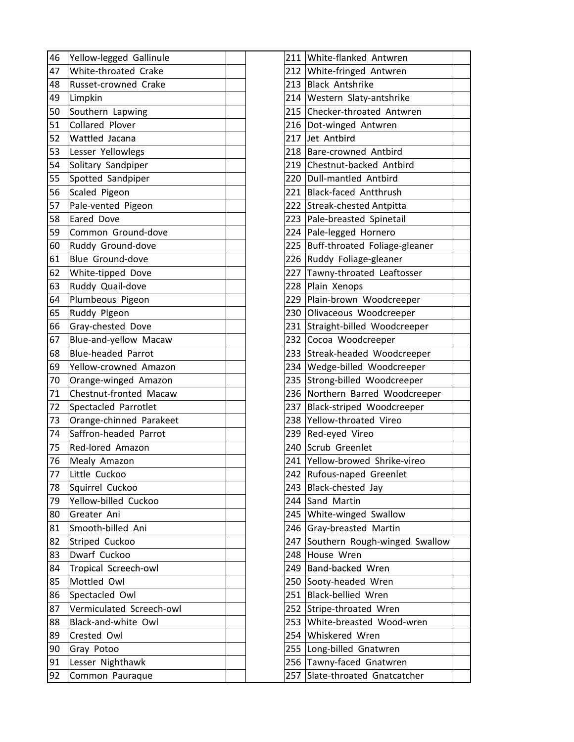| 46 | Yellow-legged Gallinule | | |
|---|---|---|---|
| 47 | White-throated Crake | | |
| 48 | Russet-crowned Crake | | |
| 49 | Limpkin | | |
| 50 | Southern Lapwing | | |
| 51 | Collared Plover | | |
| 52 | Wattled Jacana | | |
| 53 | Lesser Yellowlegs | | |
| 54 | Solitary Sandpiper | | |
| 55 | Spotted Sandpiper | | |
| 56 | Scaled Pigeon | | |
| 57 | Pale-vented Pigeon | | |
| 58 | Eared Dove | | |
| 59 | Common Ground-dove | | |
| 60 | Ruddy Ground-dove | | |
| 61 | Blue Ground-dove | | |
| 62 | White-tipped Dove | | |
| 63 | Ruddy Quail-dove | | |
| 64 | Plumbeous Pigeon | | |
| 65 | Ruddy Pigeon | | |
| 66 | Gray-chested Dove | | |
| 67 | Blue-and-yellow Macaw | | |
| 68 | Blue-headed Parrot | | |
| 69 | Yellow-crowned Amazon | | |
| 70 | Orange-winged Amazon | | |
| 71 | Chestnut-fronted Macaw | | |
| 72 | Spectacled Parrotlet | | |
| 73 | Orange-chinned Parakeet | | |
| 74 | Saffron-headed Parrot | | |
| 75 | Red-lored Amazon | | |
| 76 | Mealy Amazon | | |
| 77 | Little Cuckoo | | |
| 78 | Squirrel Cuckoo | | |
| 79 | Yellow-billed Cuckoo | | |
| 80 | Greater Ani | | |
| 81 | Smooth-billed Ani | | |
| 82 | Striped Cuckoo | | |
| 83 | Dwarf Cuckoo | | |
| 84 | Tropical Screech-owl | | |
| 85 | Mottled Owl | | |
| 86 | Spectacled Owl | | |
| 87 | Vermiculated Screech-owl | | |
| 88 | Black-and-white Owl | | |
| 89 | Crested Owl | | |
| 90 | Gray Potoo | | |
| 91 | Lesser Nighthawk | | |
| 92 | Common Pauraque | | |

| 211 | White-flanked Antwren | |
|---|---|---|
| 212 | White-fringed Antwren | |
| 213 | Black Antshrike | |
| 214 | Western Slaty-antshrike | |
| 215 | Checker-throated Antwren | |
| 216 | Dot-winged Antwren | |
| 217 | Jet Antbird | |
| 218 | Bare-crowned Antbird | |
| 219 | Chestnut-backed Antbird | |
| 220 | Dull-mantled Antbird | |
| 221 | Black-faced Antthrush | |
| 222 | Streak-chested Antpitta | |
| 223 | Pale-breasted Spinetail | |
| 224 | Pale-legged Hornero | |
| 225 | Buff-throated Foliage-gleaner | |
| 226 | Ruddy Foliage-gleaner | |
| 227 | Tawny-throated Leaftosser | |
| 228 | Plain Xenops | |
| 229 | Plain-brown Woodcreeper | |
| 230 | Olivaceous Woodcreeper | |
| 231 | Straight-billed Woodcreeper | |
| 232 | Cocoa Woodcreeper | |
| 233 | Streak-headed Woodcreeper | |
| 234 | Wedge-billed Woodcreeper | |
| 235 | Strong-billed Woodcreeper | |
| 236 | Northern Barred Woodcreeper | |
| 237 | Black-striped Woodcreeper | |
| 238 | Yellow-throated Vireo | |
| 239 | Red-eyed Vireo | |
| 240 | Scrub Greenlet | |
| 241 | Yellow-browed Shrike-vireo | |
| 242 | Rufous-naped Greenlet | |
| 243 | Black-chested Jay | |
| 244 | Sand Martin | |
| 245 | White-winged Swallow | |
| 246 | Gray-breasted Martin | |
| 247 | Southern Rough-winged Swallow | |
| 248 | House Wren | |
| 249 | Band-backed Wren | |
| 250 | Sooty-headed Wren | |
| 251 | Black-bellied Wren | |
| 252 | Stripe-throated Wren | |
| 253 | White-breasted Wood-wren | |
| 254 | Whiskered Wren | |
| 255 | Long-billed Gnatwren | |
| 256 | Tawny-faced Gnatwren | |
| 257 | Slate-throated Gnatcatcher | |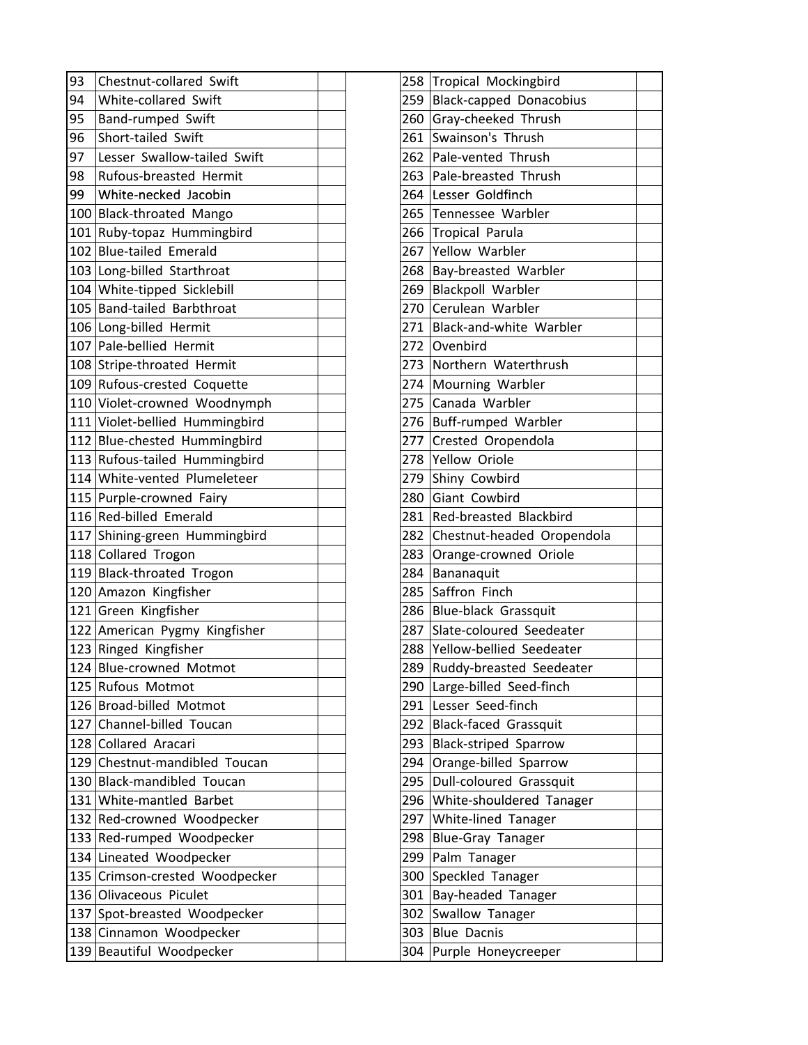| | | | |
|---|---|---|---|
| 93 | Chestnut-collared Swift | | |
| 94 | White-collared Swift | | |
| 95 | Band-rumped Swift | | |
| 96 | Short-tailed Swift | | |
| 97 | Lesser Swallow-tailed Swift | | |
| 98 | Rufous-breasted Hermit | | |
| 99 | White-necked Jacobin | | |
| 100 | Black-throated Mango | | |
| 101 | Ruby-topaz Hummingbird | | |
| 102 | Blue-tailed Emerald | | |
| 103 | Long-billed Starthroat | | |
| 104 | White-tipped Sicklebill | | |
| 105 | Band-tailed Barbthroat | | |
| 106 | Long-billed Hermit | | |
| 107 | Pale-bellied Hermit | | |
| 108 | Stripe-throated Hermit | | |
| 109 | Rufous-crested Coquette | | |
| 110 | Violet-crowned Woodnymph | | |
| 111 | Violet-bellied Hummingbird | | |
| 112 | Blue-chested Hummingbird | | |
| 113 | Rufous-tailed Hummingbird | | |
| 114 | White-vented Plumeleteer | | |
| 115 | Purple-crowned Fairy | | |
| 116 | Red-billed Emerald | | |
| 117 | Shining-green Hummingbird | | |
| 118 | Collared Trogon | | |
| 119 | Black-throated Trogon | | |
| 120 | Amazon Kingfisher | | |
| 121 | Green Kingfisher | | |
| 122 | American Pygmy Kingfisher | | |
| 123 | Ringed Kingfisher | | |
| 124 | Blue-crowned Motmot | | |
| 125 | Rufous Motmot | | |
| 126 | Broad-billed Motmot | | |
| 127 | Channel-billed Toucan | | |
| 128 | Collared Aracari | | |
| 129 | Chestnut-mandibled Toucan | | |
| 130 | Black-mandibled Toucan | | |
| 131 | White-mantled Barbet | | |
| 132 | Red-crowned Woodpecker | | |
| 133 | Red-rumped Woodpecker | | |
| 134 | Lineated Woodpecker | | |
| 135 | Crimson-crested Woodpecker | | |
| 136 | Olivaceous Piculet | | |
| 137 | Spot-breasted Woodpecker | | |
| 138 | Cinnamon Woodpecker | | |
| 139 | Beautiful Woodpecker | | |

| | | |
|---|---|---|
| 258 | Tropical Mockingbird | |
| 259 | Black-capped Donacobius | |
| 260 | Gray-cheeked Thrush | |
| 261 | Swainson's Thrush | |
| 262 | Pale-vented Thrush | |
| 263 | Pale-breasted Thrush | |
| 264 | Lesser Goldfinch | |
| 265 | Tennessee Warbler | |
| 266 | Tropical Parula | |
| 267 | Yellow Warbler | |
| 268 | Bay-breasted Warbler | |
| 269 | Blackpoll Warbler | |
| 270 | Cerulean Warbler | |
| 271 | Black-and-white Warbler | |
| 272 | Ovenbird | |
| 273 | Northern Waterthrush | |
| 274 | Mourning Warbler | |
| 275 | Canada Warbler | |
| 276 | Buff-rumped Warbler | |
| 277 | Crested Oropendola | |
| 278 | Yellow Oriole | |
| 279 | Shiny Cowbird | |
| 280 | Giant Cowbird | |
| 281 | Red-breasted Blackbird | |
| 282 | Chestnut-headed Oropendola | |
| 283 | Orange-crowned Oriole | |
| 284 | Bananaquit | |
| 285 | Saffron Finch | |
| 286 | Blue-black Grassquit | |
| 287 | Slate-coloured Seedeater | |
| 288 | Yellow-bellied Seedeater | |
| 289 | Ruddy-breasted Seedeater | |
| 290 | Large-billed Seed-finch | |
| 291 | Lesser Seed-finch | |
| 292 | Black-faced Grassquit | |
| 293 | Black-striped Sparrow | |
| 294 | Orange-billed Sparrow | |
| 295 | Dull-coloured Grassquit | |
| 296 | White-shouldered Tanager | |
| 297 | White-lined Tanager | |
| 298 | Blue-Gray Tanager | |
| 299 | Palm Tanager | |
| 300 | Speckled Tanager | |
| 301 | Bay-headed Tanager | |
| 302 | Swallow Tanager | |
| 303 | Blue Dacnis | |
| 304 | Purple Honeycreeper | |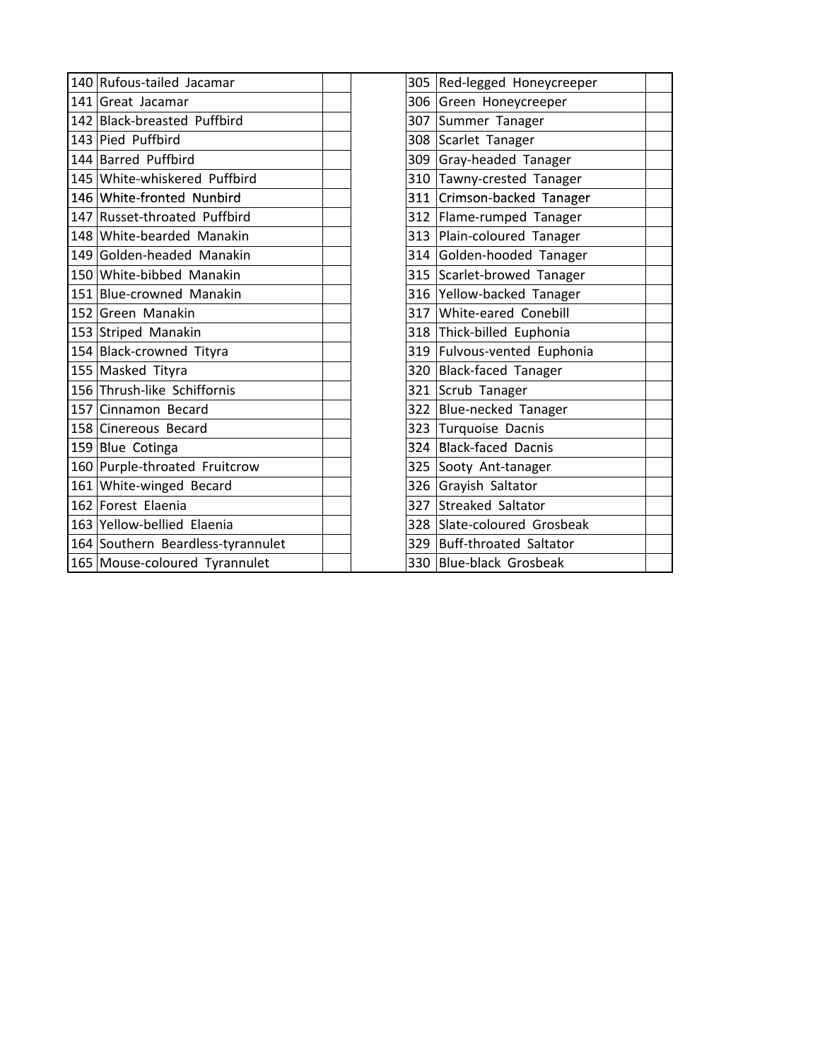| | | | | | | |
|---|---|---|---|---|---|---|
| 140 | Rufous-tailed Jacamar | | | 305 | Red-legged Honeycreeper | |
| 141 | Great Jacamar | | | 306 | Green Honeycreeper | |
| 142 | Black-breasted Puffbird | | | 307 | Summer Tanager | |
| 143 | Pied Puffbird | | | 308 | Scarlet Tanager | |
| 144 | Barred Puffbird | | | 309 | Gray-headed Tanager | |
| 145 | White-whiskered Puffbird | | | 310 | Tawny-crested Tanager | |
| 146 | White-fronted Nunbird | | | 311 | Crimson-backed Tanager | |
| 147 | Russet-throated Puffbird | | | 312 | Flame-rumped Tanager | |
| 148 | White-bearded Manakin | | | 313 | Plain-coloured Tanager | |
| 149 | Golden-headed Manakin | | | 314 | Golden-hooded Tanager | |
| 150 | White-bibbed Manakin | | | 315 | Scarlet-browed Tanager | |
| 151 | Blue-crowned Manakin | | | 316 | Yellow-backed Tanager | |
| 152 | Green Manakin | | | 317 | White-eared Conebill | |
| 153 | Striped Manakin | | | 318 | Thick-billed Euphonia | |
| 154 | Black-crowned Tityra | | | 319 | Fulvous-vented Euphonia | |
| 155 | Masked Tityra | | | 320 | Black-faced Tanager | |
| 156 | Thrush-like Schiffornis | | | 321 | Scrub Tanager | |
| 157 | Cinnamon Becard | | | 322 | Blue-necked Tanager | |
| 158 | Cinereous Becard | | | 323 | Turquoise Dacnis | |
| 159 | Blue Cotinga | | | 324 | Black-faced Dacnis | |
| 160 | Purple-throated Fruitcrow | | | 325 | Sooty Ant-tanager | |
| 161 | White-winged Becard | | | 326 | Grayish Saltator | |
| 162 | Forest Elaenia | | | 327 | Streaked Saltator | |
| 163 | Yellow-bellied Elaenia | | | 328 | Slate-coloured Grosbeak | |
| 164 | Southern Beardless-tyrannulet | | | 329 | Buff-throated Saltator | |
| 165 | Mouse-coloured Tyrannulet | | | 330 | Blue-black Grosbeak | |